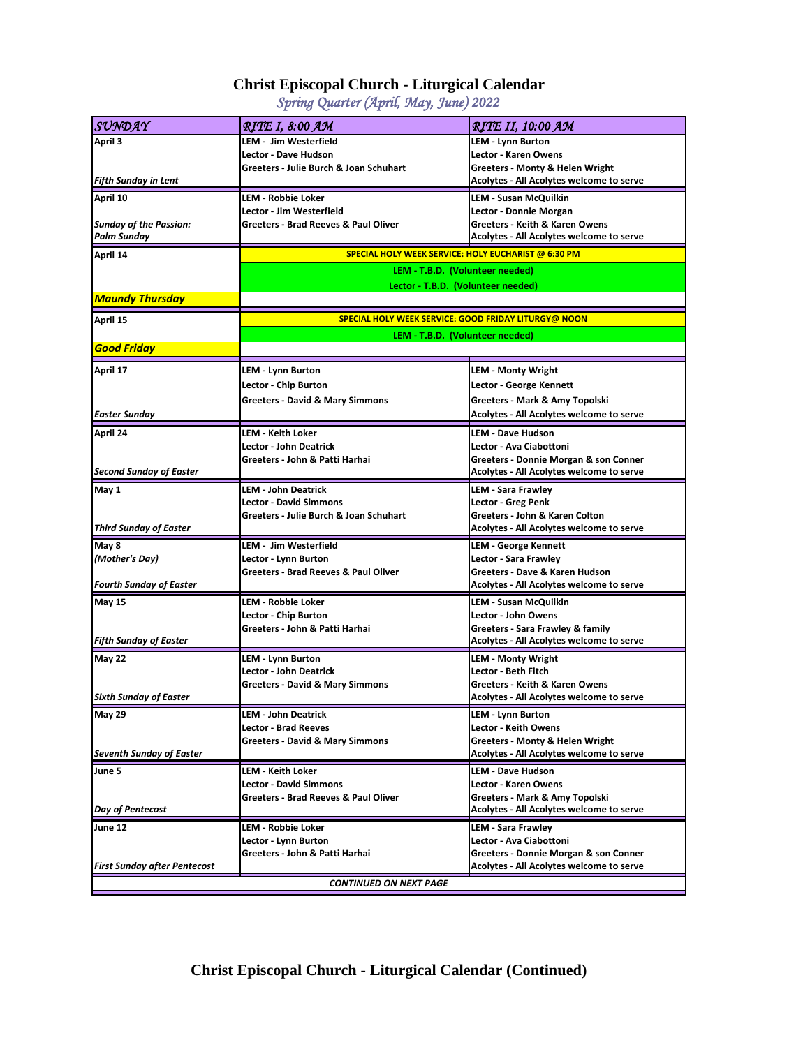# Christ Episcopal Church - Liturgical Calendar

*Spring Quarter (April, May, June) 2022*

| SUNDAY | RITE I, 8:00 AM | RITE II, 10:00 AM |
|---|---|---|
| April 3<br>*Fifth Sunday in Lent* | LEM - Jim Westerfield<br>Lector - Dave Hudson<br>Greeters - Julie Burch & Joan Schuhart | LEM - Lynn Burton<br>Lector - Karen Owens<br>Greeters - Monty & Helen Wright<br>Acolytes - All Acolytes welcome to serve |
| April 10<br>*Sunday of the Passion: Palm Sunday* | LEM - Robbie Loker<br>Lector - Jim Westerfield<br>Greeters - Brad Reeves & Paul Oliver | LEM - Susan McQuilkin<br>Lector - Donnie Morgan<br>Greeters - Keith & Karen Owens<br>Acolytes - All Acolytes welcome to serve |
| April 14<br>***Maundy Thursday*** | SPECIAL HOLY WEEK SERVICE: HOLY EUCHARIST @ 6:30 PM<br>LEM - T.B.D. (Volunteer needed)<br>Lector - T.B.D. (Volunteer needed) | |
| April 15<br>***Good Friday*** | SPECIAL HOLY WEEK SERVICE: GOOD FRIDAY LITURGY@ NOON<br>LEM - T.B.D. (Volunteer needed) | |
| April 17<br>*Easter Sunday* | LEM - Lynn Burton<br>Lector - Chip Burton<br>Greeters - David & Mary Simmons | LEM - Monty Wright<br>Lector - George Kennett<br>Greeters - Mark & Amy Topolski<br>Acolytes - All Acolytes welcome to serve |
| April 24<br>*Second Sunday of Easter* | LEM - Keith Loker<br>Lector - John Deatrick<br>Greeters - John & Patti Harhai | LEM - Dave Hudson<br>Lector - Ava Ciabottoni<br>Greeters - Donnie Morgan & son Conner<br>Acolytes - All Acolytes welcome to serve |
| May 1<br>*Third Sunday of Easter* | LEM - John Deatrick<br>Lector - David Simmons<br>Greeters - Julie Burch & Joan Schuhart | LEM - Sara Frawley<br>Lector - Greg Penk<br>Greeters - John & Karen Colton<br>Acolytes - All Acolytes welcome to serve |
| May 8<br>*(Mother's Day)*<br>*Fourth Sunday of Easter* | LEM - Jim Westerfield<br>Lector - Lynn Burton<br>Greeters - Brad Reeves & Paul Oliver | LEM - George Kennett<br>Lector - Sara Frawley<br>Greeters - Dave & Karen Hudson<br>Acolytes - All Acolytes welcome to serve |
| May 15<br>*Fifth Sunday of Easter* | LEM - Robbie Loker<br>Lector - Chip Burton<br>Greeters - John & Patti Harhai | LEM - Susan McQuilkin<br>Lector - John Owens<br>Greeters - Sara Frawley & family<br>Acolytes - All Acolytes welcome to serve |
| May 22<br>*Sixth Sunday of Easter* | LEM - Lynn Burton<br>Lector - John Deatrick<br>Greeters - David & Mary Simmons | LEM - Monty Wright<br>Lector - Beth Fitch<br>Greeters - Keith & Karen Owens<br>Acolytes - All Acolytes welcome to serve |
| May 29<br>*Seventh Sunday of Easter* | LEM - John Deatrick<br>Lector - Brad Reeves<br>Greeters - David & Mary Simmons | LEM - Lynn Burton<br>Lector - Keith Owens<br>Greeters - Monty & Helen Wright<br>Acolytes - All Acolytes welcome to serve |
| June 5<br>*Day of Pentecost* | LEM - Keith Loker<br>Lector - David Simmons<br>Greeters - Brad Reeves & Paul Oliver | LEM - Dave Hudson<br>Lector - Karen Owens<br>Greeters - Mark & Amy Topolski<br>Acolytes - All Acolytes welcome to serve |
| June 12<br>*First Sunday after Pentecost* | LEM - Robbie Loker<br>Lector - Lynn Burton<br>Greeters - John & Patti Harhai | LEM - Sara Frawley<br>Lector - Ava Ciabottoni<br>Greeters - Donnie Morgan & son Conner<br>Acolytes - All Acolytes welcome to serve |

*CONTINUED ON NEXT PAGE*

# Christ Episcopal Church - Liturgical Calendar (Continued)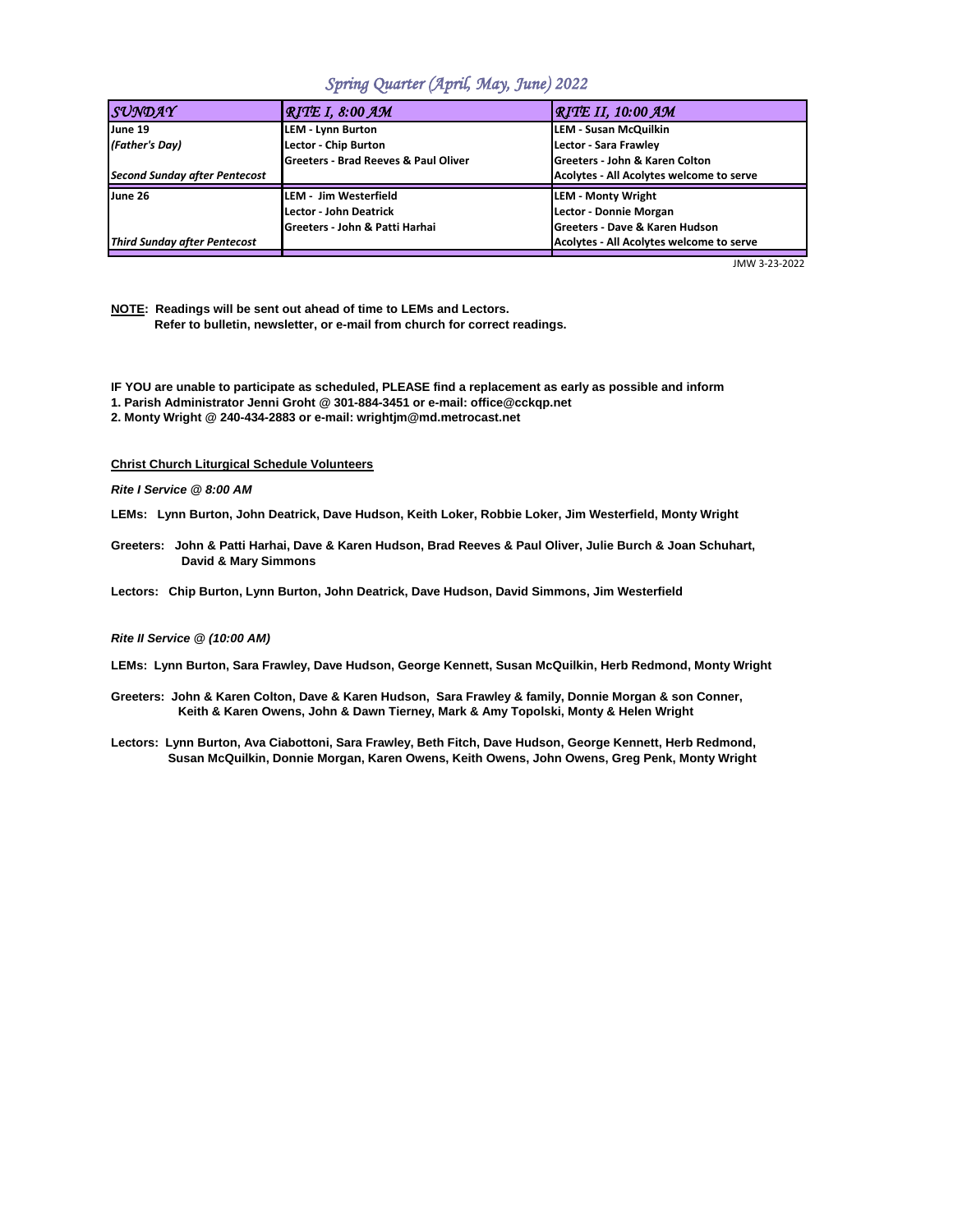# *Spring Quarter (April, May, June) 2022*

| *SUNDAY* | *RITE I, 8:00 AM* | *RITE II, 10:00 AM* |
| --- | --- | --- |
| **June 19** | **LEM - Lynn Burton** | **LEM - Susan McQuilkin** |
| ***(Father's Day)*** | **Lector - Chip Burton** | **Lector - Sara Frawley** |
| | **Greeters - Brad Reeves & Paul Oliver** | **Greeters - John & Karen Colton** |
| ***Second Sunday after Pentecost*** | | **Acolytes - All Acolytes welcome to serve** |
| **June 26** | **LEM - Jim Westerfield** | **LEM - Monty Wright** |
| | **Lector - John Deatrick** | **Lector - Donnie Morgan** |
| | **Greeters - John & Patti Harhai** | **Greeters - Dave & Karen Hudson** |
| ***Third Sunday after Pentecost*** | | **Acolytes - All Acolytes welcome to serve** |

JMW 3-23-2022

**<u>NOTE</u>: Readings will be sent out ahead of time to LEMs and Lectors.**
**Refer to bulletin, newsletter, or e-mail from church for correct readings.**

**IF YOU are unable to participate as scheduled, PLEASE find a replacement as early as possible and inform**
**1. Parish Administrator Jenni Groht @ 301-884-3451 or e-mail: office@cckqp.net**
**2. Monty Wright @ 240-434-2883 or e-mail: wrightjm@md.metrocast.net**

**<u>Christ Church Liturgical Schedule Volunteers</u>**

***Rite I Service @ 8:00 AM***

**LEMs: Lynn Burton, John Deatrick, Dave Hudson, Keith Loker, Robbie Loker, Jim Westerfield, Monty Wright**

**Greeters: John & Patti Harhai, Dave & Karen Hudson, Brad Reeves & Paul Oliver, Julie Burch & Joan Schuhart, David & Mary Simmons**

**Lectors: Chip Burton, Lynn Burton, John Deatrick, Dave Hudson, David Simmons, Jim Westerfield**

***Rite II Service @ (10:00 AM)***

**LEMs: Lynn Burton, Sara Frawley, Dave Hudson, George Kennett, Susan McQuilkin, Herb Redmond, Monty Wright**

**Greeters: John & Karen Colton, Dave & Karen Hudson, Sara Frawley & family, Donnie Morgan & son Conner, Keith & Karen Owens, John & Dawn Tierney, Mark & Amy Topolski, Monty & Helen Wright**

**Lectors: Lynn Burton, Ava Ciabottoni, Sara Frawley, Beth Fitch, Dave Hudson, George Kennett, Herb Redmond, Susan McQuilkin, Donnie Morgan, Karen Owens, Keith Owens, John Owens, Greg Penk, Monty Wright**